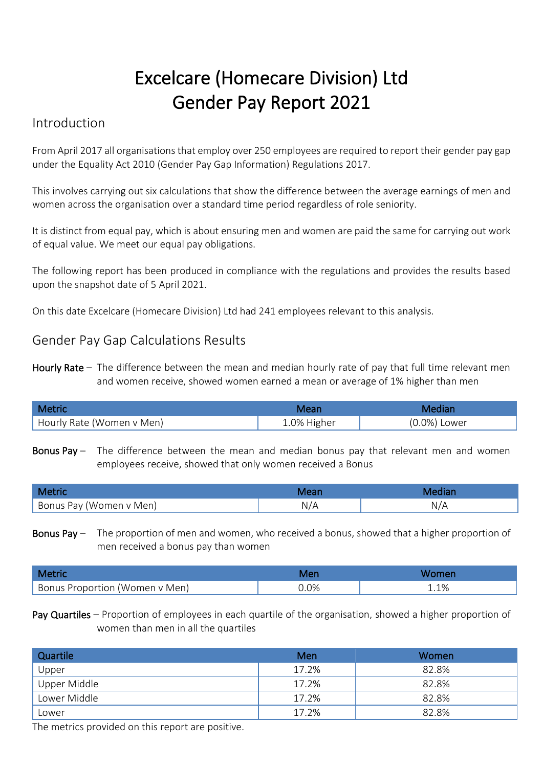# Excelcare (Homecare Division) Ltd Gender Pay Report 2021

## Introduction

From April 2017 all organisations that employ over 250 employees are required to report their gender pay gap under the Equality Act 2010 (Gender Pay Gap Information) Regulations 2017.

This involves carrying out six calculations that show the difference between the average earnings of men and women across the organisation over a standard time period regardless of role seniority.

It is distinct from equal pay, which is about ensuring men and women are paid the same for carrying out work of equal value. We meet our equal pay obligations.

The following report has been produced in compliance with the regulations and provides the results based upon the snapshot date of 5 April 2021.

On this date Excelcare (Homecare Division) Ltd had 241 employees relevant to this analysis.

## Gender Pay Gap Calculations Results

**Hourly Rate** – The difference between the mean and median hourly rate of pay that full time relevant men and women receive, showed women earned a mean or average of 1% higher than men

| Metric | Mean | Median |
|---|---|---|
| Hourly Rate (Women v Men) | 1.0% Higher | (0.0%) Lower |

**Bonus Pay** – The difference between the mean and median bonus pay that relevant men and women employees receive, showed that only women received a Bonus

| Metric | Mean | Median |
|---|---|---|
| Bonus Pay (Women v Men) | N/A | N/A |

**Bonus Pay** – The proportion of men and women, who received a bonus, showed that a higher proportion of men received a bonus pay than women

| Metric | Men | Women |
|---|---|---|
| Bonus Proportion (Women v Men) | 0.0% | 1.1% |

**Pay Quartiles** – Proportion of employees in each quartile of the organisation, showed a higher proportion of women than men in all the quartiles

| Quartile | Men | Women |
|---|---|---|
| Upper | 17.2% | 82.8% |
| Upper Middle | 17.2% | 82.8% |
| Lower Middle | 17.2% | 82.8% |
| Lower | 17.2% | 82.8% |

The metrics provided on this report are positive.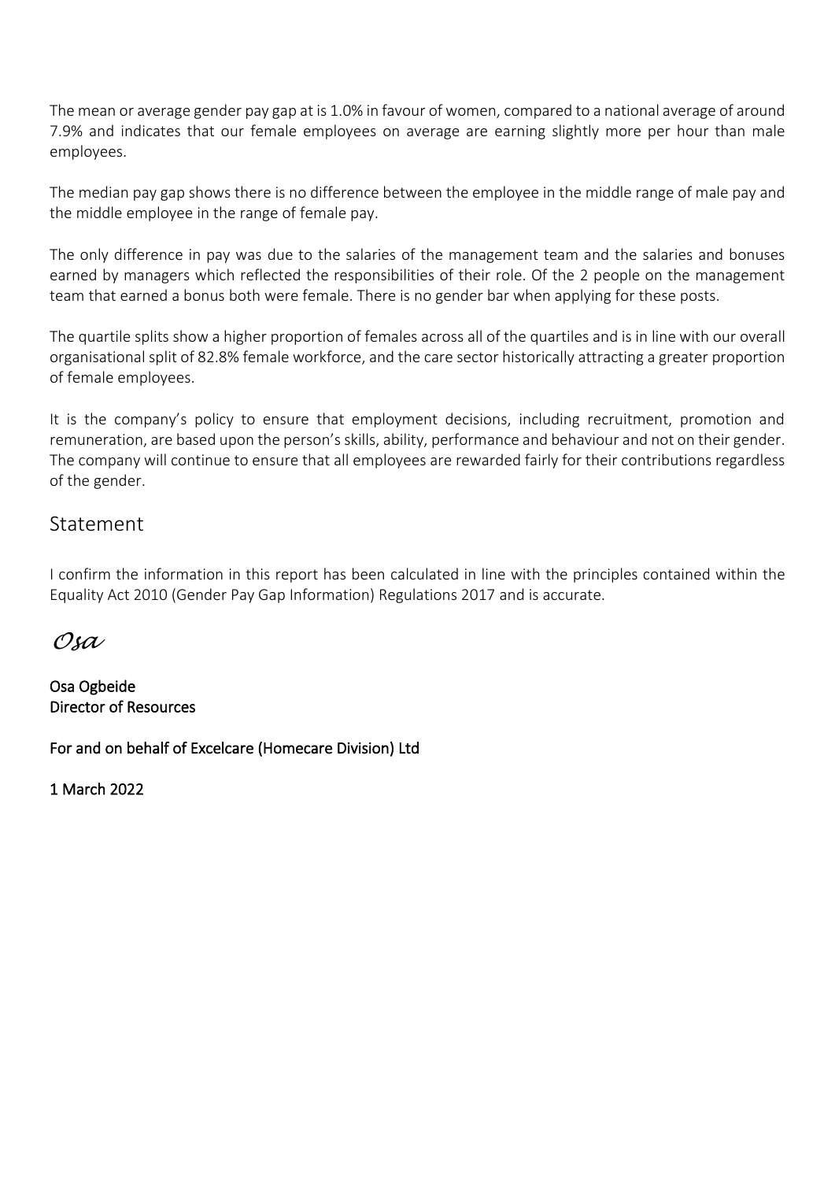The mean or average gender pay gap at is 1.0% in favour of women, compared to a national average of around 7.9% and indicates that our female employees on average are earning slightly more per hour than male employees.

The median pay gap shows there is no difference between the employee in the middle range of male pay and the middle employee in the range of female pay.

The only difference in pay was due to the salaries of the management team and the salaries and bonuses earned by managers which reflected the responsibilities of their role. Of the 2 people on the management team that earned a bonus both were female. There is no gender bar when applying for these posts.

The quartile splits show a higher proportion of females across all of the quartiles and is in line with our overall organisational split of 82.8% female workforce, and the care sector historically attracting a greater proportion of female employees.

It is the company's policy to ensure that employment decisions, including recruitment, promotion and remuneration, are based upon the person's skills, ability, performance and behaviour and not on their gender. The company will continue to ensure that all employees are rewarded fairly for their contributions regardless of the gender.

## Statement

I confirm the information in this report has been calculated in line with the principles contained within the Equality Act 2010 (Gender Pay Gap Information) Regulations 2017 and is accurate.

*Osa*

Osa Ogbeide
Director of Resources

For and on behalf of Excelcare (Homecare Division) Ltd

1 March 2022